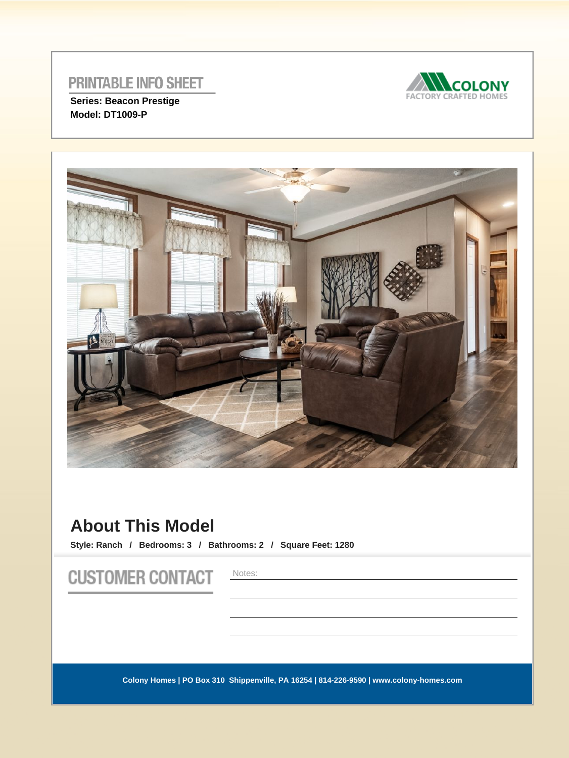# PRINTABLE INFO SHEET

**Series: Beacon Prestige**
**Model: DT1009-P**

COLONY
FACTORY CRAFTED HOMES

## About This Model

**Style: Ranch / Bedrooms: 3 / Bathrooms: 2 / Square Feet: 1280**

## CUSTOMER CONTACT

Notes:

**Colony Homes | PO Box 310 Shippenville, PA 16254 | 814-226-9590 | www.colony-homes.com**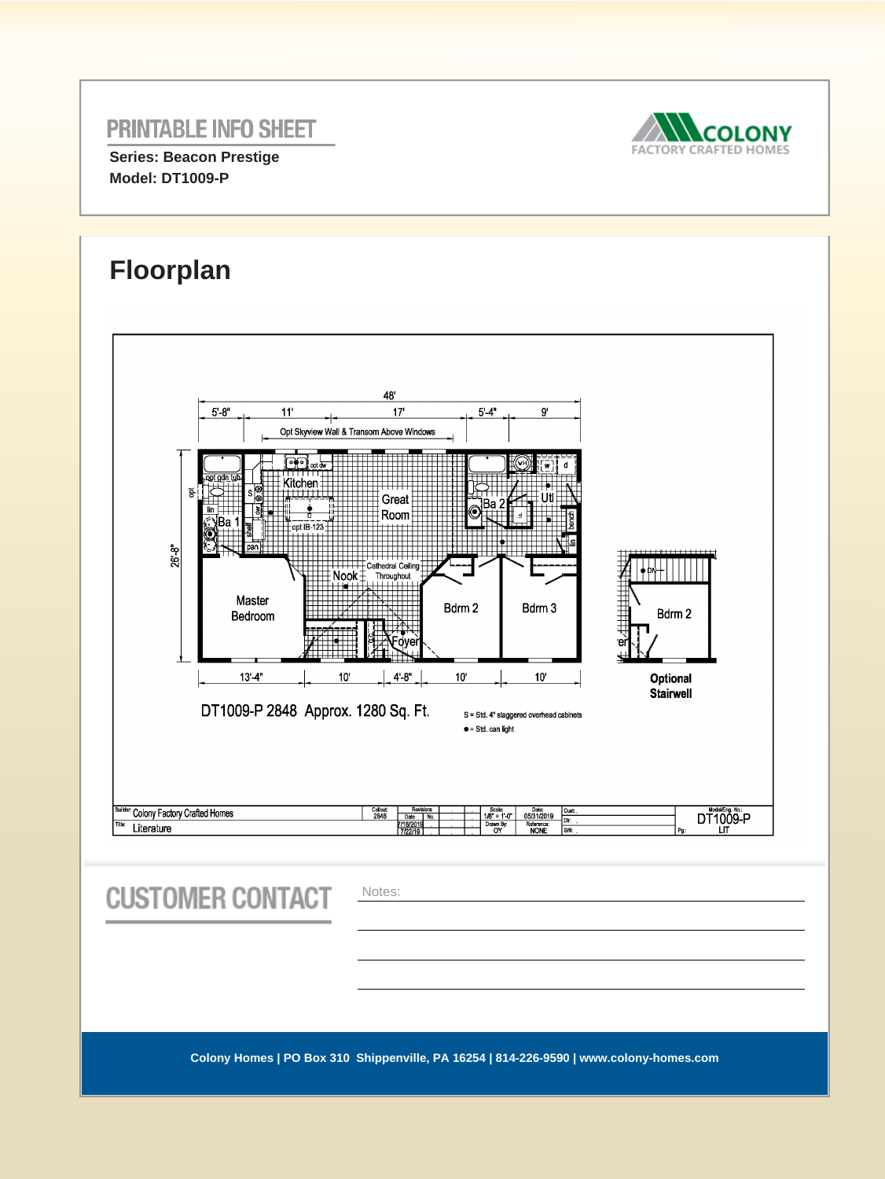# PRINTABLE INFO SHEET

**Series: Beacon Prestige**
**Model: DT1009-P**

COLONY
FACTORY CRAFTED HOMES

## Floorplan

48'

5'-8" | 11' | 17' | 5'-4" | 9'

Opt Skyview Wall & Transom Above Windows

26'-8"

opt gdn tub, lin, Ba 1, shelf, pan, Kitchen, opt dw, opt IB-123, Great Room, Ba 2, Utl, WH, w, d, bench, lin, Nook, Cathedral Ceiling Throughout, Master Bedroom, Foyer, Bdrm 2, Bdrm 3

13'-4" | 10' | 4'-8" | 10' | 10'

DN, Bdrm 2

**Optional Stairwell**

DT1009-P 2848 Approx. 1280 Sq. Ft.

S = Std. 4" staggered overhead cabinets

● = Std. can light

Builder: Colony Factory Crafted Homes
Title: Literature
Callout: 2848
Revisions: Date 7/18/2019, 7/22/19
Scale: 1/8" = 1'-0"
Date: 05/31/2019
Drawn By: OY
Reference: NONE
Model/Eng. No.: DT1009-P
LIT

## CUSTOMER CONTACT

Notes:

Colony Homes | PO Box 310 Shippenville, PA 16254 | 814-226-9590 | www.colony-homes.com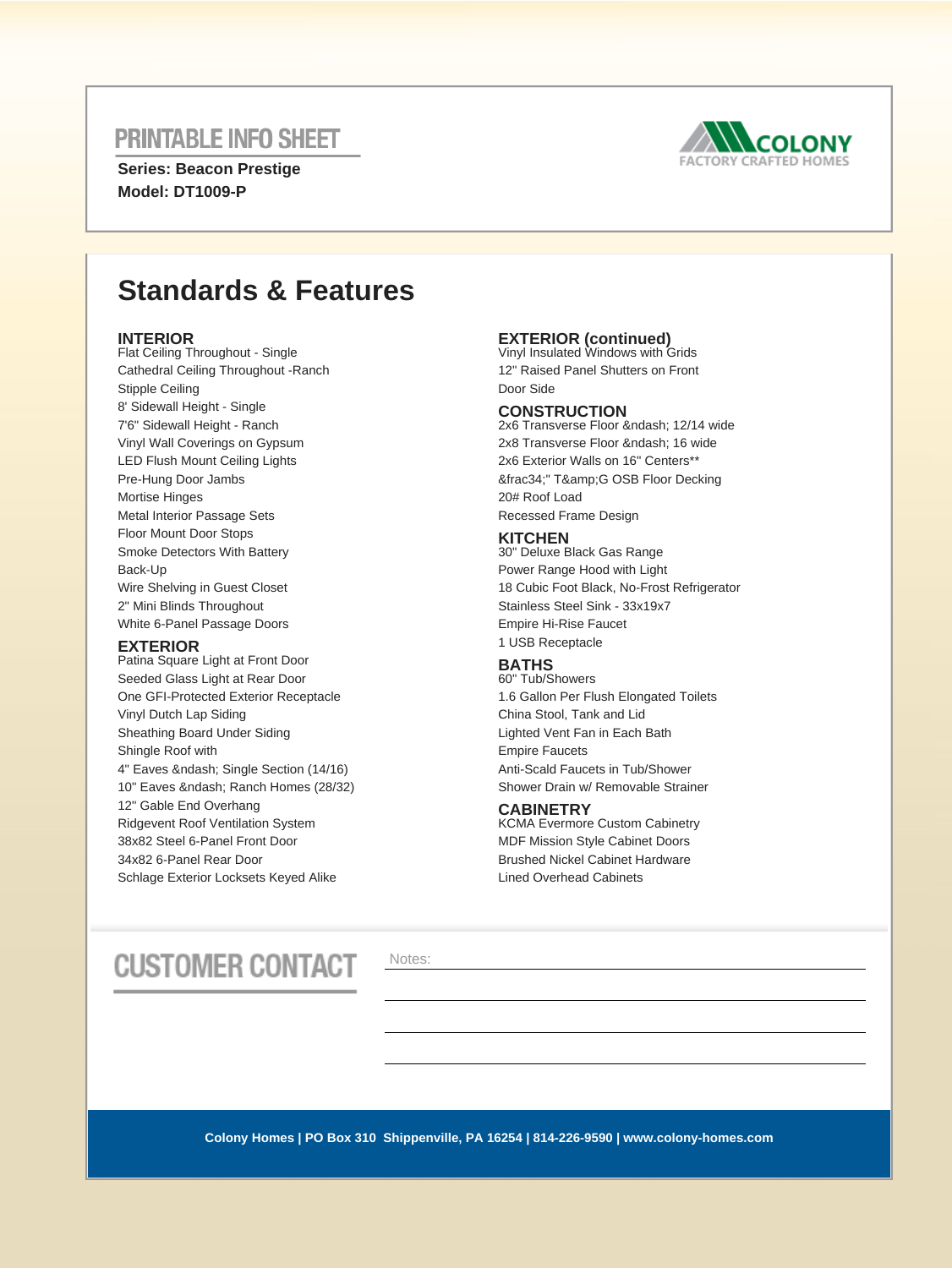# PRINTABLE INFO SHEET

**Series: Beacon Prestige**
**Model: DT1009-P**

COLONY
FACTORY CRAFTED HOMES

## Standards & Features

### INTERIOR
Flat Ceiling Throughout - Single
Cathedral Ceiling Throughout -Ranch
Stipple Ceiling
8' Sidewall Height - Single
7'6" Sidewall Height - Ranch
Vinyl Wall Coverings on Gypsum
LED Flush Mount Ceiling Lights
Pre-Hung Door Jambs
Mortise Hinges
Metal Interior Passage Sets
Floor Mount Door Stops
Smoke Detectors With Battery Back-Up
Wire Shelving in Guest Closet
2" Mini Blinds Throughout
White 6-Panel Passage Doors

### EXTERIOR
Patina Square Light at Front Door
Seeded Glass Light at Rear Door
One GFI-Protected Exterior Receptacle
Vinyl Dutch Lap Siding
Sheathing Board Under Siding
Shingle Roof with
4" Eaves &ndash; Single Section (14/16)
10" Eaves &ndash; Ranch Homes (28/32)
12" Gable End Overhang
Ridgevent Roof Ventilation System
38x82 Steel 6-Panel Front Door
34x82 6-Panel Rear Door
Schlage Exterior Locksets Keyed Alike

### EXTERIOR (continued)
Vinyl Insulated Windows with Grids
12" Raised Panel Shutters on Front Door Side

### CONSTRUCTION
2x6 Transverse Floor &ndash; 12/14 wide
2x8 Transverse Floor &ndash; 16 wide
2x6 Exterior Walls on 16" Centers**
&frac34;" T&amp;G OSB Floor Decking
20# Roof Load
Recessed Frame Design

### KITCHEN
30" Deluxe Black Gas Range
Power Range Hood with Light
18 Cubic Foot Black, No-Frost Refrigerator
Stainless Steel Sink - 33x19x7
Empire Hi-Rise Faucet
1 USB Receptacle

### BATHS
60" Tub/Showers
1.6 Gallon Per Flush Elongated Toilets
China Stool, Tank and Lid
Lighted Vent Fan in Each Bath
Empire Faucets
Anti-Scald Faucets in Tub/Shower
Shower Drain w/ Removable Strainer

### CABINETRY
KCMA Evermore Custom Cabinetry
MDF Mission Style Cabinet Doors
Brushed Nickel Cabinet Hardware
Lined Overhead Cabinets

## CUSTOMER CONTACT

Notes:

**Colony Homes | PO Box 310 Shippenville, PA 16254 | 814-226-9590 | www.colony-homes.com**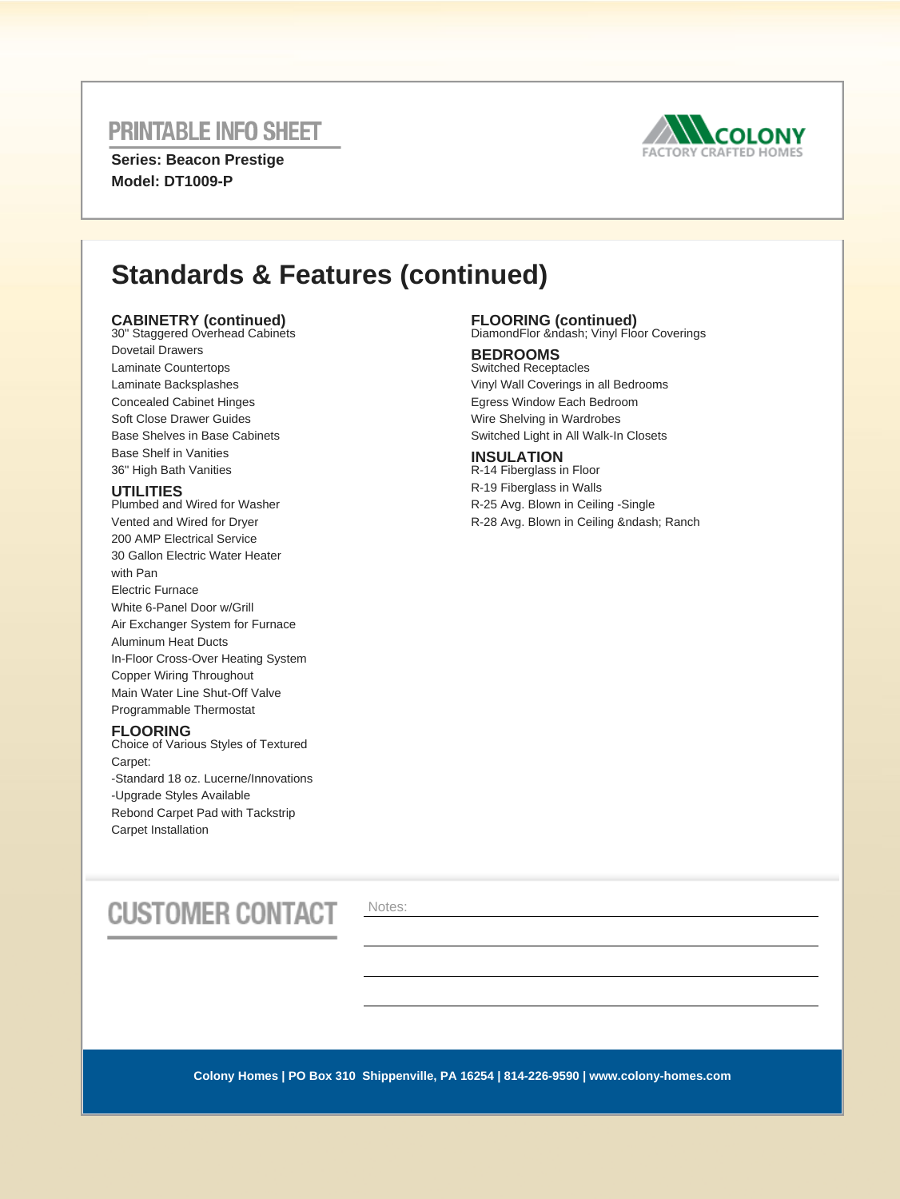# PRINTABLE INFO SHEET

**Series: Beacon Prestige**
**Model: DT1009-P**

COLONY
FACTORY CRAFTED HOMES

## Standards & Features (continued)

### CABINETRY (continued)

30" Staggered Overhead Cabinets
Dovetail Drawers
Laminate Countertops
Laminate Backsplashes
Concealed Cabinet Hinges
Soft Close Drawer Guides
Base Shelves in Base Cabinets
Base Shelf in Vanities
36" High Bath Vanities

### UTILITIES

Plumbed and Wired for Washer
Vented and Wired for Dryer
200 AMP Electrical Service
30 Gallon Electric Water Heater with Pan
Electric Furnace
White 6-Panel Door w/Grill
Air Exchanger System for Furnace
Aluminum Heat Ducts
In-Floor Cross-Over Heating System
Copper Wiring Throughout
Main Water Line Shut-Off Valve
Programmable Thermostat

### FLOORING

Choice of Various Styles of Textured Carpet:
-Standard 18 oz. Lucerne/Innovations
-Upgrade Styles Available
Rebond Carpet Pad with Tackstrip
Carpet Installation

### FLOORING (continued)

DiamondFlor &ndash; Vinyl Floor Coverings

### BEDROOMS

Switched Receptacles
Vinyl Wall Coverings in all Bedrooms
Egress Window Each Bedroom
Wire Shelving in Wardrobes
Switched Light in All Walk-In Closets

### INSULATION

R-14 Fiberglass in Floor
R-19 Fiberglass in Walls
R-25 Avg. Blown in Ceiling -Single
R-28 Avg. Blown in Ceiling &ndash; Ranch

## CUSTOMER CONTACT

Notes:

**Colony Homes | PO Box 310 Shippenville, PA 16254 | 814-226-9590 | www.colony-homes.com**